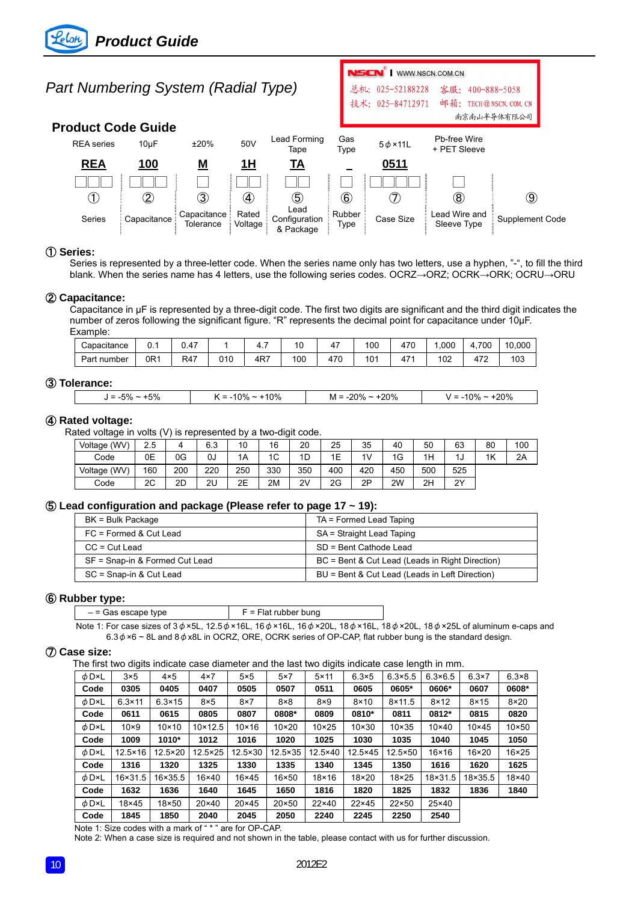## Product Guide

# Part Numbering System (Radial Type)

NSCN | WWW.NSCN.COM.CN
总机: 025-52188228　客服: 400-888-5058
技术: 025-84712971　邮箱: TECH@NSCN.COM.CN
南京南山半导体有限公司

## Product Code Guide

| REA series | 10μF | ±20% | 50V | Lead Forming Tape | Gas Type | 5ϕ×11L | Pb-free Wire + PET Sleeve | |
|---|---|---|---|---|---|---|---|---|
| **REA** | **100** | **M** | **1H** | **TA** | **_** | **0511** | | |
| ① | ② | ③ | ④ | ⑤ | ⑥ | ⑦ | ⑧ | ⑨ |
| Series | Capacitance | Capacitance Tolerance | Rated Voltage | Lead Configuration & Package | Rubber Type | Case Size | Lead Wire and Sleeve Type | Supplement Code |

### ① Series:

Series is represented by a three-letter code. When the series name only has two letters, use a hyphen, "-", to fill the third blank. When the series name has 4 letters, use the following series codes. OCRZ→ORZ; OCRK→ORK; OCRU→ORU

### ② Capacitance:

Capacitance in μF is represented by a three-digit code. The first two digits are significant and the third digit indicates the number of zeros following the significant figure. "R" represents the decimal point for capacitance under 10μF.

Example:

| Capacitance | 0.1 | 0.47 | 1 | 4.7 | 10 | 47 | 100 | 470 | 1,000 | 4,700 | 10,000 |
|---|---|---|---|---|---|---|---|---|---|---|---|
| Part number | 0R1 | R47 | 010 | 4R7 | 100 | 470 | 101 | 471 | 102 | 472 | 103 |

### ③ Tolerance:

| J = -5% ~ +5% | K = -10% ~ +10% | M = -20% ~ +20% | V = -10% ~ +20% |
|---|---|---|---|

### ④ Rated voltage:

Rated voltage in volts (V) is represented by a two-digit code.

| Voltage (WV) | 2.5 | 4 | 6.3 | 10 | 16 | 20 | 25 | 35 | 40 | 50 | 63 | 80 | 100 |
|---|---|---|---|---|---|---|---|---|---|---|---|---|---|
| Code | 0E | 0G | 0J | 1A | 1C | 1D | 1E | 1V | 1G | 1H | 1J | 1K | 2A |
| Voltage (WV) | 160 | 200 | 220 | 250 | 330 | 350 | 400 | 420 | 450 | 500 | 525 | | |
| Code | 2C | 2D | 2U | 2E | 2M | 2V | 2G | 2P | 2W | 2H | 2Y | | |

### ⑤ Lead configuration and package (Please refer to page 17 ~ 19):

| BK = Bulk Package | TA = Formed Lead Taping |
|---|---|
| FC = Formed & Cut Lead | SA = Straight Lead Taping |
| CC = Cut Lead | SD = Bent Cathode Lead |
| SF = Snap-in & Formed Cut Lead | BC = Bent & Cut Lead (Leads in Right Direction) |
| SC = Snap-in & Cut Lead | BU = Bent & Cut Lead (Leads in Left Direction) |

### ⑥ Rubber type:

| – = Gas escape type | F = Flat rubber bung |
|---|---|

Note 1: For case sizes of 3ϕ×5L, 12.5ϕ×16L, 16ϕ×16L, 16ϕ×20L, 18ϕ×16L, 18ϕ×20L, 18ϕ×25L of aluminum e-caps and 6.3ϕ×6 ~ 8L and 8ϕx8L in OCRZ, ORE, OCRK series of OP-CAP, flat rubber bung is the standard design.

### ⑦ Case size:

The first two digits indicate case diameter and the last two digits indicate case length in mm.

| ϕD×L | 3×5 | 4×5 | 4×7 | 5×5 | 5×7 | 5×11 | 6.3×5 | 6.3×5.5 | 6.3×6.5 | 6.3×7 | 6.3×8 |
|---|---|---|---|---|---|---|---|---|---|---|---|
| **Code** | **0305** | **0405** | **0407** | **0505** | **0507** | **0511** | **0605** | **0605*** | **0606*** | **0607** | **0608*** |
| ϕD×L | 6.3×11 | 6.3×15 | 8×5 | 8×7 | 8×8 | 8×9 | 8×10 | 8×11.5 | 8×12 | 8×15 | 8×20 |
| **Code** | **0611** | **0615** | **0805** | **0807** | **0808*** | **0809** | **0810*** | **0811** | **0812*** | **0815** | **0820** |
| ϕD×L | 10×9 | 10×10 | 10×12.5 | 10×16 | 10×20 | 10×25 | 10×30 | 10×35 | 10×40 | 10×45 | 10×50 |
| **Code** | **1009** | **1010*** | **1012** | **1016** | **1020** | **1025** | **1030** | **1035** | **1040** | **1045** | **1050** |
| ϕD×L | 12.5×16 | 12.5×20 | 12.5×25 | 12.5×30 | 12.5×35 | 12.5×40 | 12.5×45 | 12.5×50 | 16×16 | 16×20 | 16×25 |
| **Code** | **1316** | **1320** | **1325** | **1330** | **1335** | **1340** | **1345** | **1350** | **1616** | **1620** | **1625** |
| ϕD×L | 16×31.5 | 16×35.5 | 16×40 | 16×45 | 16×50 | 18×16 | 18×20 | 18×25 | 18×31.5 | 18×35.5 | 18×40 |
| **Code** | **1632** | **1636** | **1640** | **1645** | **1650** | **1816** | **1820** | **1825** | **1832** | **1836** | **1840** |
| ϕD×L | 18×45 | 18×50 | 20×40 | 20×45 | 20×50 | 22×40 | 22×45 | 22×50 | 25×40 | | |
| **Code** | **1845** | **1850** | **2040** | **2045** | **2050** | **2240** | **2245** | **2250** | **2540** | | |

Note 1: Size codes with a mark of " * " are for OP-CAP.
Note 2: When a case size is required and not shown in the table, please contact with us for further discussion.

2012E2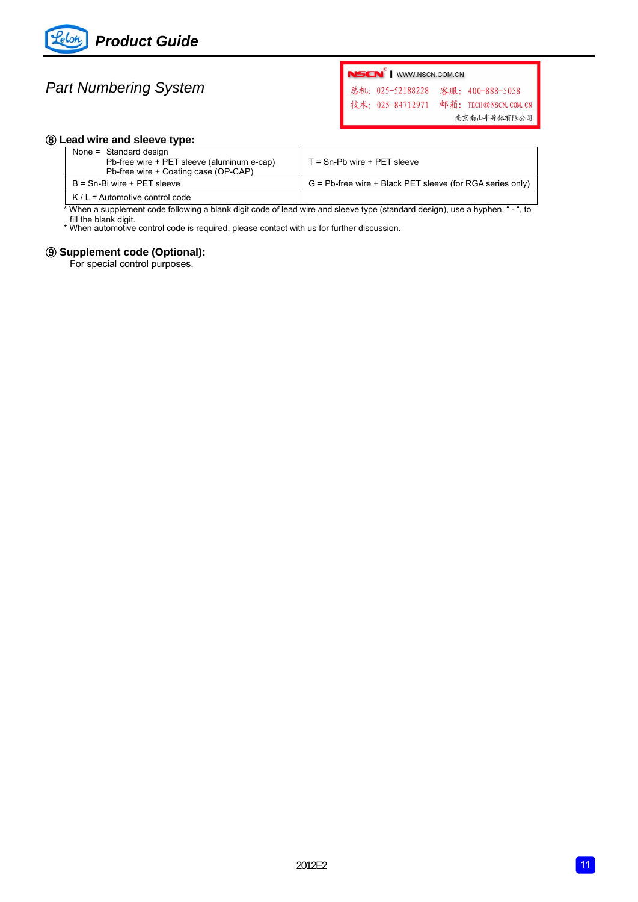## Part Numbering System

### ⑧ Lead wire and sleeve type:

| | |
|---|---|
| None = Standard design<br>Pb-free wire + PET sleeve (aluminum e-cap)<br>Pb-free wire + Coating case (OP-CAP) | T = Sn-Pb wire + PET sleeve |
| B = Sn-Bi wire + PET sleeve | G = Pb-free wire + Black PET sleeve (for RGA series only) |
| K / L = Automotive control code | |

* When a supplement code following a blank digit code of lead wire and sleeve type (standard design), use a hyphen, " - ", to fill the blank digit.
* When automotive control code is required, please contact with us for further discussion.

### ⑨ Supplement code (Optional):

For special control purposes.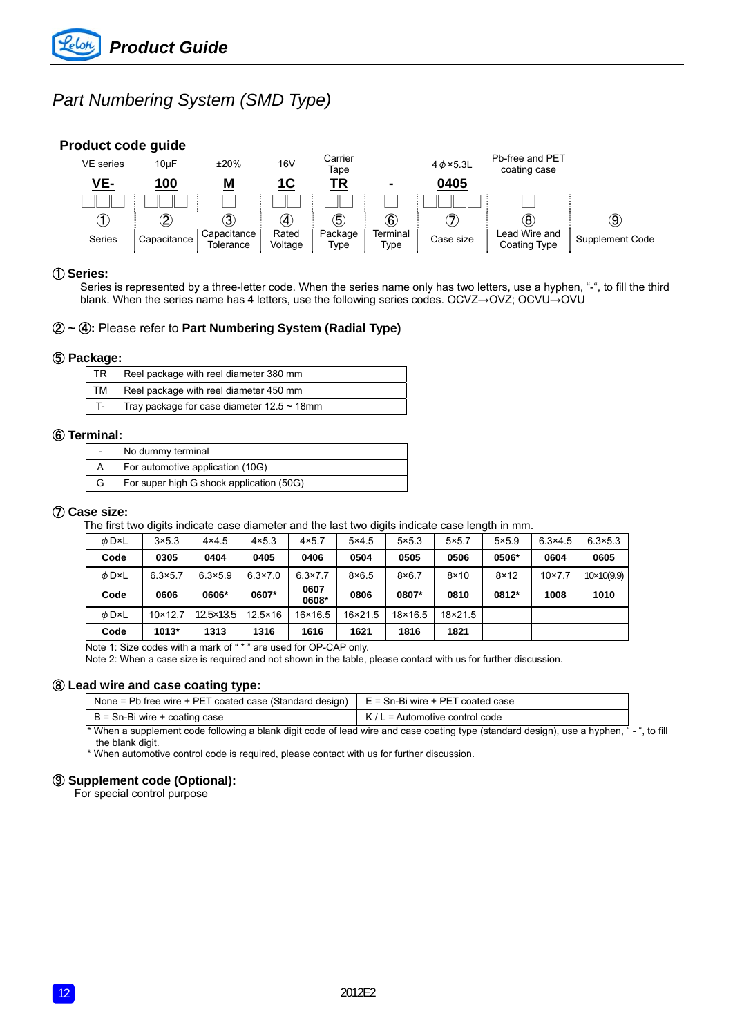# Part Numbering System (SMD Type)

## Product code guide

| VE series | 10μF | ±20% | 16V | Carrier Tape | | 4ϕ×5.3L | Pb-free and PET coating case | |
|---|---|---|---|---|---|---|---|---|
| **VE-** | **100** | **M** | **1C** | **TR** | **-** | **0405** | | |
| ① | ② | ③ | ④ | ⑤ | ⑥ | ⑦ | ⑧ | ⑨ |
| Series | Capacitance | Capacitance Tolerance | Rated Voltage | Package Type | Terminal Type | Case size | Lead Wire and Coating Type | Supplement Code |

### ① Series:

Series is represented by a three-letter code. When the series name only has two letters, use a hyphen, "-", to fill the third blank. When the series name has 4 letters, use the following series codes. OCVZ→OVZ; OCVU→OVU

### ② ~ ④: Please refer to **Part Numbering System (Radial Type)**

### ⑤ Package:

| | |
|---|---|
| TR | Reel package with reel diameter 380 mm |
| TM | Reel package with reel diameter 450 mm |
| T- | Tray package for case diameter 12.5 ~ 18mm |

### ⑥ Terminal:

| | |
|---|---|
| - | No dummy terminal |
| A | For automotive application (10G) |
| G | For super high G shock application (50G) |

### ⑦ Case size:

The first two digits indicate case diameter and the last two digits indicate case length in mm.

| ϕD×L | 3×5.3 | 4×4.5 | 4×5.3 | 4×5.7 | 5×4.5 | 5×5.3 | 5×5.7 | 5×5.9 | 6.3×4.5 | 6.3×5.3 |
|---|---|---|---|---|---|---|---|---|---|---|
| **Code** | **0305** | **0404** | **0405** | **0406** | **0504** | **0505** | **0506** | **0506*** | **0604** | **0605** |
| ϕD×L | 6.3×5.7 | 6.3×5.9 | 6.3×7.0 | 6.3×7.7 | 8×6.5 | 8×6.7 | 8×10 | 8×12 | 10×7.7 | 10×10(9.9) |
| **Code** | **0606** | **0606*** | **0607*** | **0607 0608*** | **0806** | **0807*** | **0810** | **0812*** | **1008** | **1010** |
| ϕD×L | 10×12.7 | 12.5×13.5 | 12.5×16 | 16×16.5 | 16×21.5 | 18×16.5 | 18×21.5 | | | |
| **Code** | **1013*** | **1313** | **1316** | **1616** | **1621** | **1816** | **1821** | | | |

Note 1: Size codes with a mark of " * " are used for OP-CAP only.
Note 2: When a case size is required and not shown in the table, please contact with us for further discussion.

### ⑧ Lead wire and case coating type:

| | |
|---|---|
| None = Pb free wire + PET coated case (Standard design) | E = Sn-Bi wire + PET coated case |
| B = Sn-Bi wire + coating case | K / L = Automotive control code |

* When a supplement code following a blank digit code of lead wire and case coating type (standard design), use a hyphen, " - ", to fill the blank digit.
* When automotive control code is required, please contact with us for further discussion.

### ⑨ Supplement code (Optional):

For special control purpose

2012E2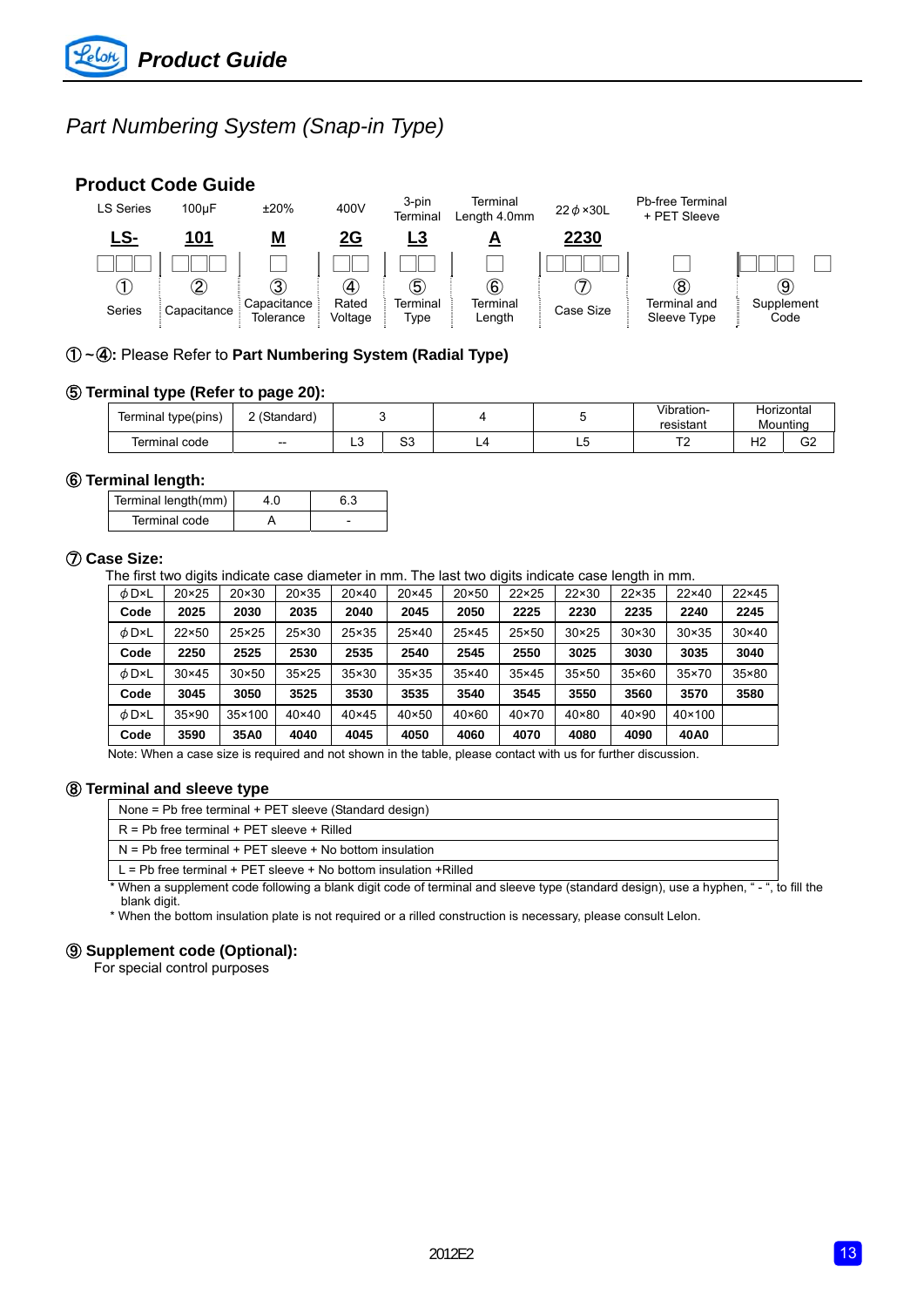# Part Numbering System (Snap-in Type)

## Product Code Guide

| LS Series | 100μF | ±20% | 400V | 3-pin Terminal | Terminal Length 4.0mm | 22ϕ×30L | Pb-free Terminal + PET Sleeve | |
|---|---|---|---|---|---|---|---|---|
| **LS-** | **101** | **M** | **2G** | **L3** | **A** | **2230** | | |
| ① | ② | ③ | ④ | ⑤ | ⑥ | ⑦ | ⑧ | ⑨ |
| Series | Capacitance | Capacitance Tolerance | Rated Voltage | Terminal Type | Terminal Length | Case Size | Terminal and Sleeve Type | Supplement Code |

①~④: Please Refer to **Part Numbering System (Radial Type)**

### ⑤ Terminal type (Refer to page 20):

| Terminal type(pins) | 2 (Standard) | 3 | | 4 | 5 | Vibration-resistant | Horizontal Mounting | |
|---|---|---|---|---|---|---|---|---|
| Terminal code | -- | L3 | S3 | L4 | L5 | T2 | H2 | G2 |

### ⑥ Terminal length:

| Terminal length(mm) | 4.0 | 6.3 |
|---|---|---|
| Terminal code | A | - |

### ⑦ Case Size:

The first two digits indicate case diameter in mm. The last two digits indicate case length in mm.

| ϕD×L | 20×25 | 20×30 | 20×35 | 20×40 | 20×45 | 20×50 | 22×25 | 22×30 | 22×35 | 22×40 | 22×45 |
|---|---|---|---|---|---|---|---|---|---|---|---|
| **Code** | **2025** | **2030** | **2035** | **2040** | **2045** | **2050** | **2225** | **2230** | **2235** | **2240** | **2245** |
| ϕD×L | 22×50 | 25×25 | 25×30 | 25×35 | 25×40 | 25×45 | 25×50 | 30×25 | 30×30 | 30×35 | 30×40 |
| **Code** | **2250** | **2525** | **2530** | **2535** | **2540** | **2545** | **2550** | **3025** | **3030** | **3035** | **3040** |
| ϕD×L | 30×45 | 30×50 | 35×25 | 35×30 | 35×35 | 35×40 | 35×45 | 35×50 | 35×60 | 35×70 | 35×80 |
| **Code** | **3045** | **3050** | **3525** | **3530** | **3535** | **3540** | **3545** | **3550** | **3560** | **3570** | **3580** |
| ϕD×L | 35×90 | 35×100 | 40×40 | 40×45 | 40×50 | 40×60 | 40×70 | 40×80 | 40×90 | 40×100 | |
| **Code** | **3590** | **35A0** | **4040** | **4045** | **4050** | **4060** | **4070** | **4080** | **4090** | **40A0** | |

Note: When a case size is required and not shown in the table, please contact with us for further discussion.

### ⑧ Terminal and sleeve type

| None = Pb free terminal + PET sleeve (Standard design) |
|---|
| R = Pb free terminal + PET sleeve + Rilled |
| N = Pb free terminal + PET sleeve + No bottom insulation |
| L = Pb free terminal + PET sleeve + No bottom insulation +Rilled |

\* When a supplement code following a blank digit code of terminal and sleeve type (standard design), use a hyphen, " - ", to fill the blank digit.

\* When the bottom insulation plate is not required or a rilled construction is necessary, please consult Lelon.

### ⑨ Supplement code (Optional):

For special control purposes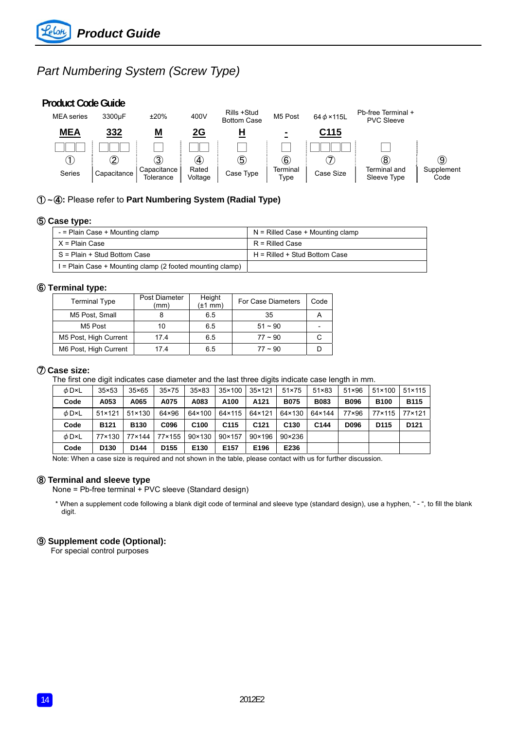# Part Numbering System (Screw Type)

## Product Code Guide

| MEA series | 3300µF | ±20% | 400V | Rills +Stud Bottom Case | M5 Post | 64 ϕ ×115L | Pb-free Terminal + PVC Sleeve | |
|---|---|---|---|---|---|---|---|---|
| **MEA** | **332** | **M** | **2G** | **H** | **-** | **C115** | | |
| ① | ② | ③ | ④ | ⑤ | ⑥ | ⑦ | ⑧ | ⑨ |
| Series | Capacitance | Capacitance Tolerance | Rated Voltage | Case Type | Terminal Type | Case Size | Terminal and Sleeve Type | Supplement Code |

**①～④:** Please refer to **Part Numbering System (Radial Type)**

### ⑤ Case type:

| | |
|---|---|
| - = Plain Case + Mounting clamp | N = Rilled Case + Mounting clamp |
| X = Plain Case | R = Rilled Case |
| S = Plain + Stud Bottom Case | H = Rilled + Stud Bottom Case |
| I = Plain Case + Mounting clamp (2 footed mounting clamp) | |

### ⑥ Terminal type:

| Terminal Type | Post Diameter (mm) | Height (±1 mm) | For Case Diameters | Code |
|---|---|---|---|---|
| M5 Post, Small | 8 | 6.5 | 35 | A |
| M5 Post | 10 | 6.5 | 51 ~ 90 | - |
| M5 Post, High Current | 17.4 | 6.5 | 77 ~ 90 | C |
| M6 Post, High Current | 17.4 | 6.5 | 77 ~ 90 | D |

### ⑦ Case size:

The first one digit indicates case diameter and the last three digits indicate case length in mm.

| ϕD×L | 35×53 | 35×65 | 35×75 | 35×83 | 35×100 | 35×121 | 51×75 | 51×83 | 51×96 | 51×100 | 51×115 |
|---|---|---|---|---|---|---|---|---|---|---|---|
| **Code** | **A053** | **A065** | **A075** | **A083** | **A100** | **A121** | **B075** | **B083** | **B096** | **B100** | **B115** |
| ϕD×L | 51×121 | 51×130 | 64×96 | 64×100 | 64×115 | 64×121 | 64×130 | 64×144 | 77×96 | 77×115 | 77×121 |
| **Code** | **B121** | **B130** | **C096** | **C100** | **C115** | **C121** | **C130** | **C144** | **D096** | **D115** | **D121** |
| ϕD×L | 77×130 | 77×144 | 77×155 | 90×130 | 90×157 | 90×196 | 90×236 | | | | |
| **Code** | **D130** | **D144** | **D155** | **E130** | **E157** | **E196** | **E236** | | | | |

Note: When a case size is required and not shown in the table, please contact with us for further discussion.

### ⑧ Terminal and sleeve type

None = Pb-free terminal + PVC sleeve (Standard design)

\* When a supplement code following a blank digit code of terminal and sleeve type (standard design), use a hyphen, " - ", to fill the blank digit.

### ⑨ Supplement code (Optional):

For special control purposes